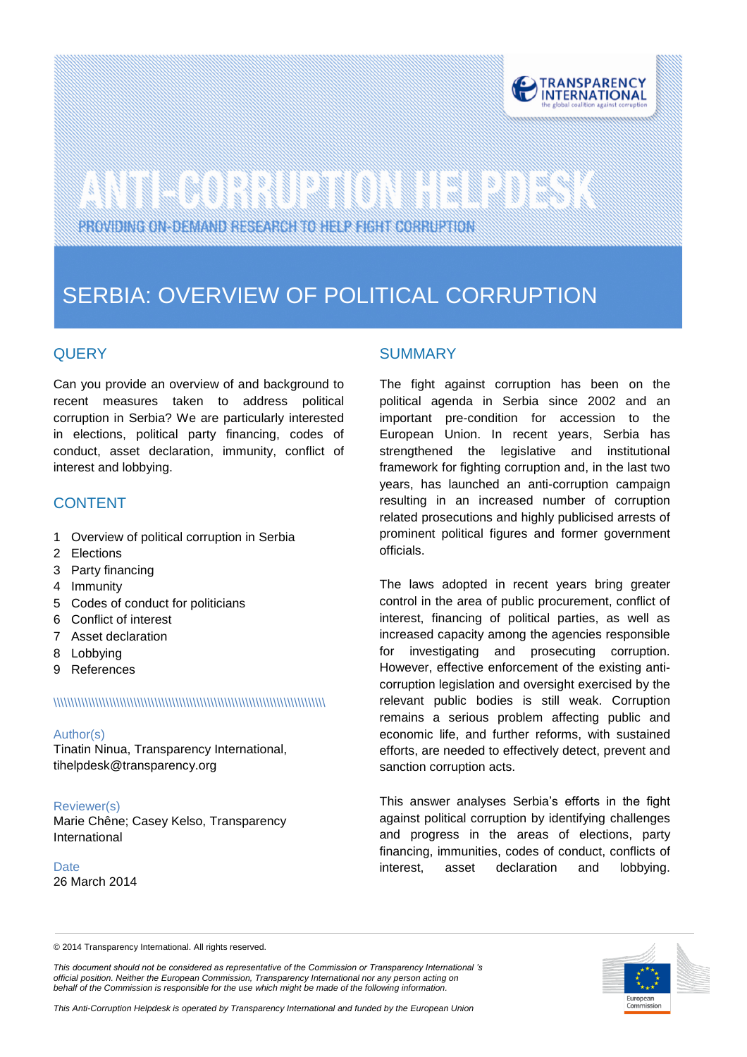# ANTI-CORRUPTION HELPDESK

PROVIDING ON-DEMAND RESEARCH TO HELP FIGHT CORRUPTION

# SERBIA: OVERVIEW OF POLITICAL CORRUPTION

## QUERY

Can you provide an overview of and background to recent measures taken to address political corruption in Serbia? We are particularly interested in elections, political party financing, codes of conduct, asset declaration, immunity, conflict of interest and lobbying.

## CONTENT

1. Overview of political corruption in Serbia
2. Elections
3. Party financing
4. Immunity
5. Codes of conduct for politicians
6. Conflict of interest
7. Asset declaration
8. Lobbying
9. References

Author(s)
Tinatin Ninua, Transparency International, tihelpdesk@transparency.org

Reviewer(s)
Marie Chêne; Casey Kelso, Transparency International

Date
26 March 2014

## SUMMARY

The fight against corruption has been on the political agenda in Serbia since 2002 and an important pre-condition for accession to the European Union. In recent years, Serbia has strengthened the legislative and institutional framework for fighting corruption and, in the last two years, has launched an anti-corruption campaign resulting in an increased number of corruption related prosecutions and highly publicised arrests of prominent political figures and former government officials.

The laws adopted in recent years bring greater control in the area of public procurement, conflict of interest, financing of political parties, as well as increased capacity among the agencies responsible for investigating and prosecuting corruption. However, effective enforcement of the existing anti-corruption legislation and oversight exercised by the relevant public bodies is still weak. Corruption remains a serious problem affecting public and economic life, and further reforms, with sustained efforts, are needed to effectively detect, prevent and sanction corruption acts.

This answer analyses Serbia's efforts in the fight against political corruption by identifying challenges and progress in the areas of elections, party financing, immunities, codes of conduct, conflicts of interest, asset declaration and lobbying.

© 2014 Transparency International. All rights reserved.

*This document should not be considered as representative of the Commission or Transparency International 's official position. Neither the European Commission, Transparency International nor any person acting on behalf of the Commission is responsible for the use which might be made of the following information.*

*This Anti-Corruption Helpdesk is operated by Transparency International and funded by the European Union*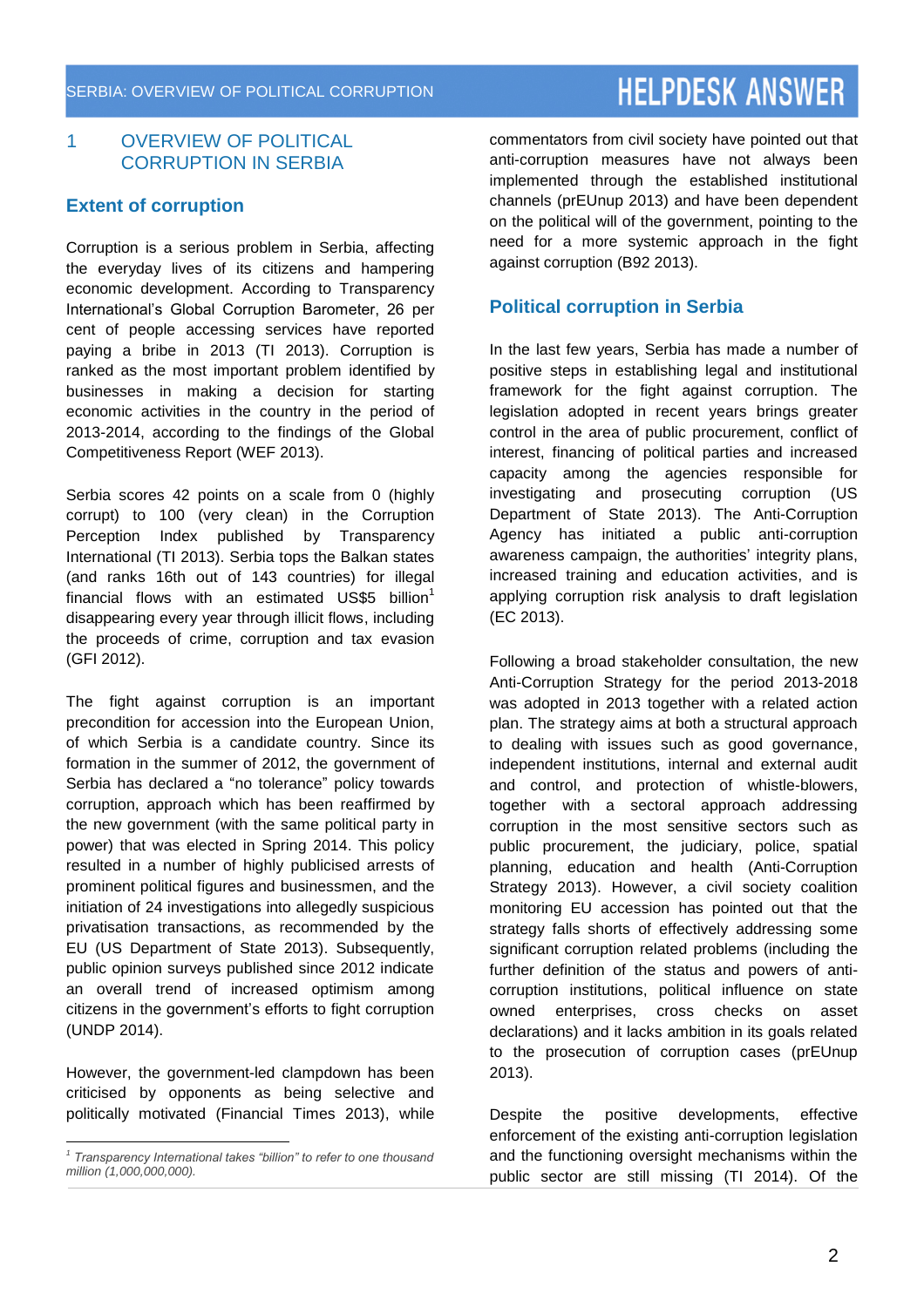## 1 OVERVIEW OF POLITICAL CORRUPTION IN SERBIA

### Extent of corruption

Corruption is a serious problem in Serbia, affecting the everyday lives of its citizens and hampering economic development. According to Transparency International's Global Corruption Barometer, 26 per cent of people accessing services have reported paying a bribe in 2013 (TI 2013). Corruption is ranked as the most important problem identified by businesses in making a decision for starting economic activities in the country in the period of 2013-2014, according to the findings of the Global Competitiveness Report (WEF 2013).

Serbia scores 42 points on a scale from 0 (highly corrupt) to 100 (very clean) in the Corruption Perception Index published by Transparency International (TI 2013). Serbia tops the Balkan states (and ranks 16th out of 143 countries) for illegal financial flows with an estimated US$5 billion[1] disappearing every year through illicit flows, including the proceeds of crime, corruption and tax evasion (GFI 2012).

The fight against corruption is an important precondition for accession into the European Union, of which Serbia is a candidate country. Since its formation in the summer of 2012, the government of Serbia has declared a "no tolerance" policy towards corruption, approach which has been reaffirmed by the new government (with the same political party in power) that was elected in Spring 2014. This policy resulted in a number of highly publicised arrests of prominent political figures and businessmen, and the initiation of 24 investigations into allegedly suspicious privatisation transactions, as recommended by the EU (US Department of State 2013). Subsequently, public opinion surveys published since 2012 indicate an overall trend of increased optimism among citizens in the government's efforts to fight corruption (UNDP 2014).

However, the government-led clampdown has been criticised by opponents as being selective and politically motivated (Financial Times 2013), while commentators from civil society have pointed out that anti-corruption measures have not always been implemented through the established institutional channels (prEUnup 2013) and have been dependent on the political will of the government, pointing to the need for a more systemic approach in the fight against corruption (B92 2013).

### Political corruption in Serbia

In the last few years, Serbia has made a number of positive steps in establishing legal and institutional framework for the fight against corruption. The legislation adopted in recent years brings greater control in the area of public procurement, conflict of interest, financing of political parties and increased capacity among the agencies responsible for investigating and prosecuting corruption (US Department of State 2013). The Anti-Corruption Agency has initiated a public anti-corruption awareness campaign, the authorities' integrity plans, increased training and education activities, and is applying corruption risk analysis to draft legislation (EC 2013).

Following a broad stakeholder consultation, the new Anti-Corruption Strategy for the period 2013-2018 was adopted in 2013 together with a related action plan. The strategy aims at both a structural approach to dealing with issues such as good governance, independent institutions, internal and external audit and control, and protection of whistle-blowers, together with a sectoral approach addressing corruption in the most sensitive sectors such as public procurement, the judiciary, police, spatial planning, education and health (Anti-Corruption Strategy 2013). However, a civil society coalition monitoring EU accession has pointed out that the strategy falls shorts of effectively addressing some significant corruption related problems (including the further definition of the status and powers of anti-corruption institutions, political influence on state owned enterprises, cross checks on asset declarations) and it lacks ambition in its goals related to the prosecution of corruption cases (prEUnup 2013).

Despite the positive developments, effective enforcement of the existing anti-corruption legislation and the functioning oversight mechanisms within the public sector are still missing (TI 2014). Of the

---

[1] *Transparency International takes "billion" to refer to one thousand million (1,000,000,000).*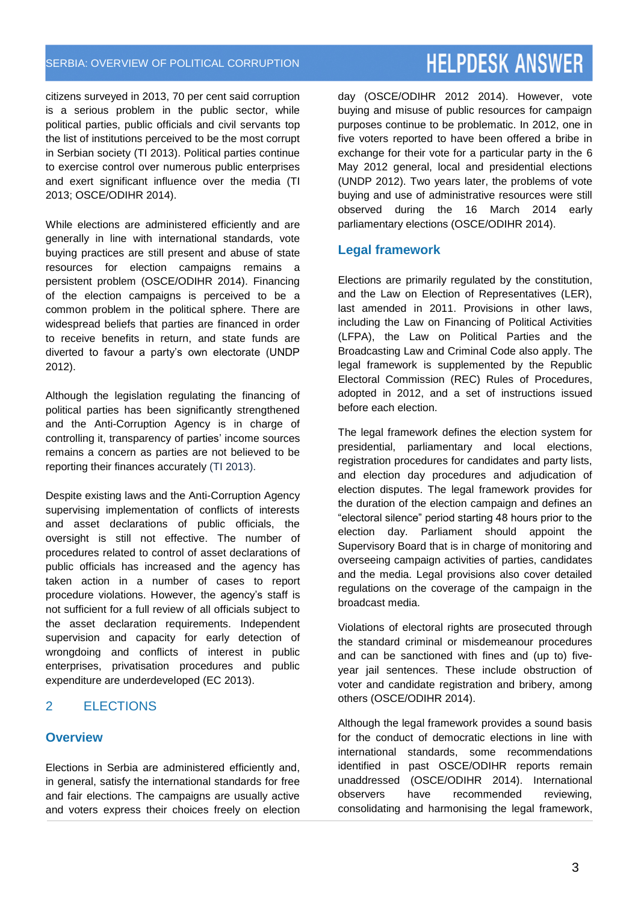citizens surveyed in 2013, 70 per cent said corruption is a serious problem in the public sector, while political parties, public officials and civil servants top the list of institutions perceived to be the most corrupt in Serbian society (TI 2013). Political parties continue to exercise control over numerous public enterprises and exert significant influence over the media (TI 2013; OSCE/ODIHR 2014).

While elections are administered efficiently and are generally in line with international standards, vote buying practices are still present and abuse of state resources for election campaigns remains a persistent problem (OSCE/ODIHR 2014). Financing of the election campaigns is perceived to be a common problem in the political sphere. There are widespread beliefs that parties are financed in order to receive benefits in return, and state funds are diverted to favour a party's own electorate (UNDP 2012).

Although the legislation regulating the financing of political parties has been significantly strengthened and the Anti-Corruption Agency is in charge of controlling it, transparency of parties' income sources remains a concern as parties are not believed to be reporting their finances accurately (TI 2013).

Despite existing laws and the Anti-Corruption Agency supervising implementation of conflicts of interests and asset declarations of public officials, the oversight is still not effective. The number of procedures related to control of asset declarations of public officials has increased and the agency has taken action in a number of cases to report procedure violations. However, the agency's staff is not sufficient for a full review of all officials subject to the asset declaration requirements. Independent supervision and capacity for early detection of wrongdoing and conflicts of interest in public enterprises, privatisation procedures and public expenditure are underdeveloped (EC 2013).

## 2 ELECTIONS

### Overview

Elections in Serbia are administered efficiently and, in general, satisfy the international standards for free and fair elections. The campaigns are usually active and voters express their choices freely on election day (OSCE/ODIHR 2012 2014). However, vote buying and misuse of public resources for campaign purposes continue to be problematic. In 2012, one in five voters reported to have been offered a bribe in exchange for their vote for a particular party in the 6 May 2012 general, local and presidential elections (UNDP 2012). Two years later, the problems of vote buying and use of administrative resources were still observed during the 16 March 2014 early parliamentary elections (OSCE/ODIHR 2014).

### Legal framework

Elections are primarily regulated by the constitution, and the Law on Election of Representatives (LER), last amended in 2011. Provisions in other laws, including the Law on Financing of Political Activities (LFPA), the Law on Political Parties and the Broadcasting Law and Criminal Code also apply. The legal framework is supplemented by the Republic Electoral Commission (REC) Rules of Procedures, adopted in 2012, and a set of instructions issued before each election.

The legal framework defines the election system for presidential, parliamentary and local elections, registration procedures for candidates and party lists, and election day procedures and adjudication of election disputes. The legal framework provides for the duration of the election campaign and defines an "electoral silence" period starting 48 hours prior to the election day. Parliament should appoint the Supervisory Board that is in charge of monitoring and overseeing campaign activities of parties, candidates and the media. Legal provisions also cover detailed regulations on the coverage of the campaign in the broadcast media.

Violations of electoral rights are prosecuted through the standard criminal or misdemeanour procedures and can be sanctioned with fines and (up to) five-year jail sentences. These include obstruction of voter and candidate registration and bribery, among others (OSCE/ODIHR 2014).

Although the legal framework provides a sound basis for the conduct of democratic elections in line with international standards, some recommendations identified in past OSCE/ODIHR reports remain unaddressed (OSCE/ODIHR 2014). International observers have recommended reviewing, consolidating and harmonising the legal framework,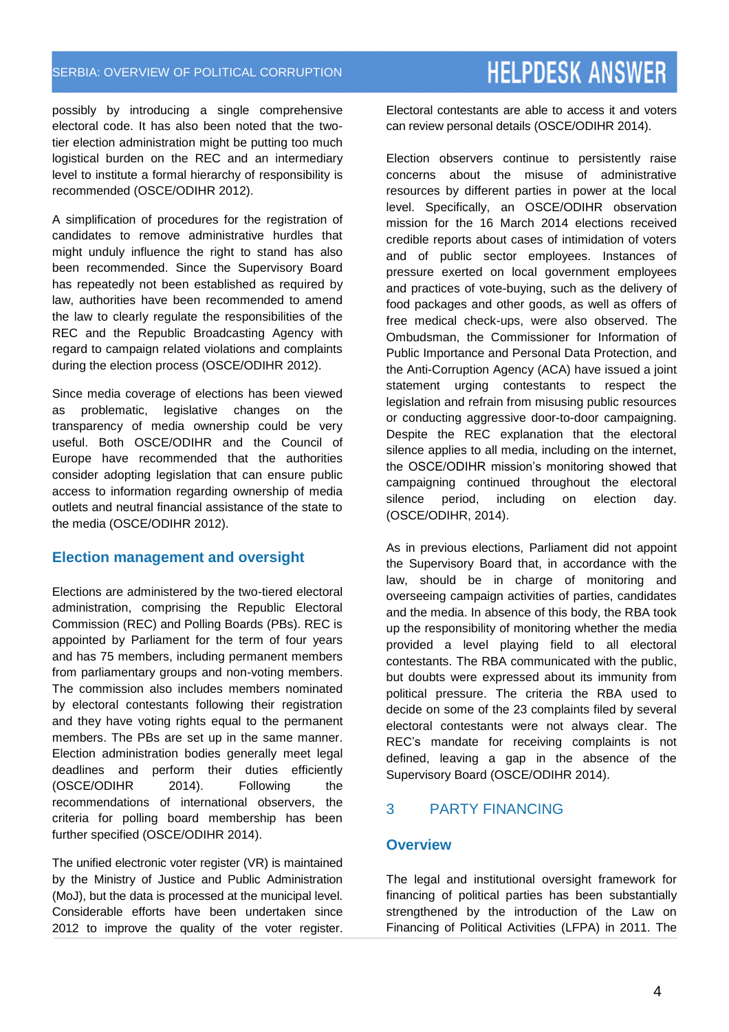possibly by introducing a single comprehensive electoral code. It has also been noted that the two-tier election administration might be putting too much logistical burden on the REC and an intermediary level to institute a formal hierarchy of responsibility is recommended (OSCE/ODIHR 2012).

A simplification of procedures for the registration of candidates to remove administrative hurdles that might unduly influence the right to stand has also been recommended. Since the Supervisory Board has repeatedly not been established as required by law, authorities have been recommended to amend the law to clearly regulate the responsibilities of the REC and the Republic Broadcasting Agency with regard to campaign related violations and complaints during the election process (OSCE/ODIHR 2012).

Since media coverage of elections has been viewed as problematic, legislative changes on the transparency of media ownership could be very useful. Both OSCE/ODIHR and the Council of Europe have recommended that the authorities consider adopting legislation that can ensure public access to information regarding ownership of media outlets and neutral financial assistance of the state to the media (OSCE/ODIHR 2012).

### Election management and oversight

Elections are administered by the two-tiered electoral administration, comprising the Republic Electoral Commission (REC) and Polling Boards (PBs). REC is appointed by Parliament for the term of four years and has 75 members, including permanent members from parliamentary groups and non-voting members. The commission also includes members nominated by electoral contestants following their registration and they have voting rights equal to the permanent members. The PBs are set up in the same manner. Election administration bodies generally meet legal deadlines and perform their duties efficiently (OSCE/ODIHR 2014). Following the recommendations of international observers, the criteria for polling board membership has been further specified (OSCE/ODIHR 2014).

The unified electronic voter register (VR) is maintained by the Ministry of Justice and Public Administration (MoJ), but the data is processed at the municipal level. Considerable efforts have been undertaken since 2012 to improve the quality of the voter register. Electoral contestants are able to access it and voters can review personal details (OSCE/ODIHR 2014).

Election observers continue to persistently raise concerns about the misuse of administrative resources by different parties in power at the local level. Specifically, an OSCE/ODIHR observation mission for the 16 March 2014 elections received credible reports about cases of intimidation of voters and of public sector employees. Instances of pressure exerted on local government employees and practices of vote-buying, such as the delivery of food packages and other goods, as well as offers of free medical check-ups, were also observed. The Ombudsman, the Commissioner for Information of Public Importance and Personal Data Protection, and the Anti-Corruption Agency (ACA) have issued a joint statement urging contestants to respect the legislation and refrain from misusing public resources or conducting aggressive door-to-door campaigning. Despite the REC explanation that the electoral silence applies to all media, including on the internet, the OSCE/ODIHR mission's monitoring showed that campaigning continued throughout the electoral silence period, including on election day. (OSCE/ODIHR, 2014).

As in previous elections, Parliament did not appoint the Supervisory Board that, in accordance with the law, should be in charge of monitoring and overseeing campaign activities of parties, candidates and the media. In absence of this body, the RBA took up the responsibility of monitoring whether the media provided a level playing field to all electoral contestants. The RBA communicated with the public, but doubts were expressed about its immunity from political pressure. The criteria the RBA used to decide on some of the 23 complaints filed by several electoral contestants were not always clear. The REC's mandate for receiving complaints is not defined, leaving a gap in the absence of the Supervisory Board (OSCE/ODIHR 2014).

## 3 PARTY FINANCING

### Overview

The legal and institutional oversight framework for financing of political parties has been substantially strengthened by the introduction of the Law on Financing of Political Activities (LFPA) in 2011. The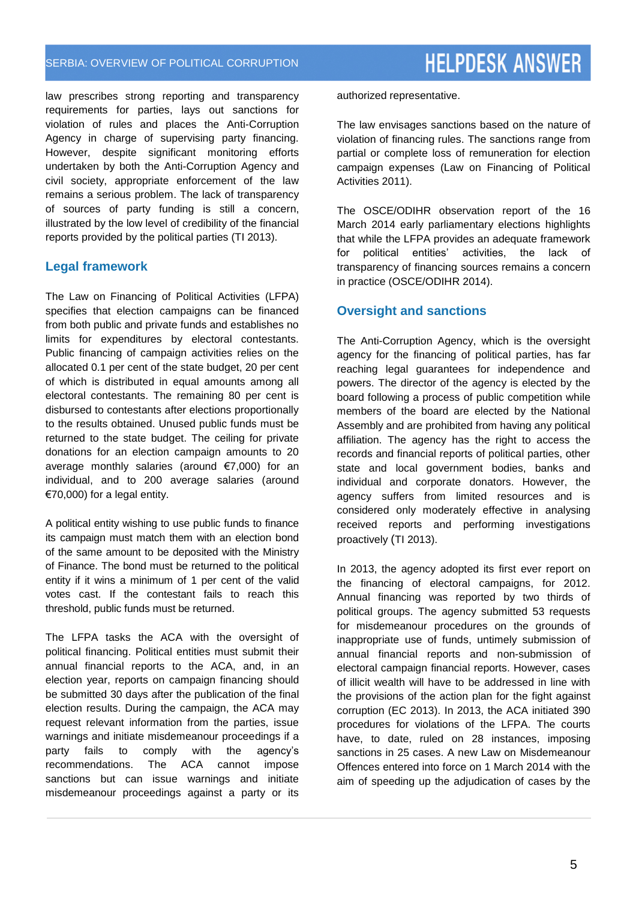law prescribes strong reporting and transparency requirements for parties, lays out sanctions for violation of rules and places the Anti-Corruption Agency in charge of supervising party financing. However, despite significant monitoring efforts undertaken by both the Anti-Corruption Agency and civil society, appropriate enforcement of the law remains a serious problem. The lack of transparency of sources of party funding is still a concern, illustrated by the low level of credibility of the financial reports provided by the political parties (TI 2013).

## Legal framework

The Law on Financing of Political Activities (LFPA) specifies that election campaigns can be financed from both public and private funds and establishes no limits for expenditures by electoral contestants. Public financing of campaign activities relies on the allocated 0.1 per cent of the state budget, 20 per cent of which is distributed in equal amounts among all electoral contestants. The remaining 80 per cent is disbursed to contestants after elections proportionally to the results obtained. Unused public funds must be returned to the state budget. The ceiling for private donations for an election campaign amounts to 20 average monthly salaries (around €7,000) for an individual, and to 200 average salaries (around €70,000) for a legal entity.

A political entity wishing to use public funds to finance its campaign must match them with an election bond of the same amount to be deposited with the Ministry of Finance. The bond must be returned to the political entity if it wins a minimum of 1 per cent of the valid votes cast. If the contestant fails to reach this threshold, public funds must be returned.

The LFPA tasks the ACA with the oversight of political financing. Political entities must submit their annual financial reports to the ACA, and, in an election year, reports on campaign financing should be submitted 30 days after the publication of the final election results. During the campaign, the ACA may request relevant information from the parties, issue warnings and initiate misdemeanour proceedings if a party fails to comply with the agency's recommendations. The ACA cannot impose sanctions but can issue warnings and initiate misdemeanour proceedings against a party or its authorized representative.

The law envisages sanctions based on the nature of violation of financing rules. The sanctions range from partial or complete loss of remuneration for election campaign expenses (Law on Financing of Political Activities 2011).

The OSCE/ODIHR observation report of the 16 March 2014 early parliamentary elections highlights that while the LFPA provides an adequate framework for political entities' activities, the lack of transparency of financing sources remains a concern in practice (OSCE/ODIHR 2014).

## Oversight and sanctions

The Anti-Corruption Agency, which is the oversight agency for the financing of political parties, has far reaching legal guarantees for independence and powers. The director of the agency is elected by the board following a process of public competition while members of the board are elected by the National Assembly and are prohibited from having any political affiliation. The agency has the right to access the records and financial reports of political parties, other state and local government bodies, banks and individual and corporate donators. However, the agency suffers from limited resources and is considered only moderately effective in analysing received reports and performing investigations proactively (TI 2013).

In 2013, the agency adopted its first ever report on the financing of electoral campaigns, for 2012. Annual financing was reported by two thirds of political groups. The agency submitted 53 requests for misdemeanour procedures on the grounds of inappropriate use of funds, untimely submission of annual financial reports and non-submission of electoral campaign financial reports. However, cases of illicit wealth will have to be addressed in line with the provisions of the action plan for the fight against corruption (EC 2013). In 2013, the ACA initiated 390 procedures for violations of the LFPA. The courts have, to date, ruled on 28 instances, imposing sanctions in 25 cases. A new Law on Misdemeanour Offences entered into force on 1 March 2014 with the aim of speeding up the adjudication of cases by the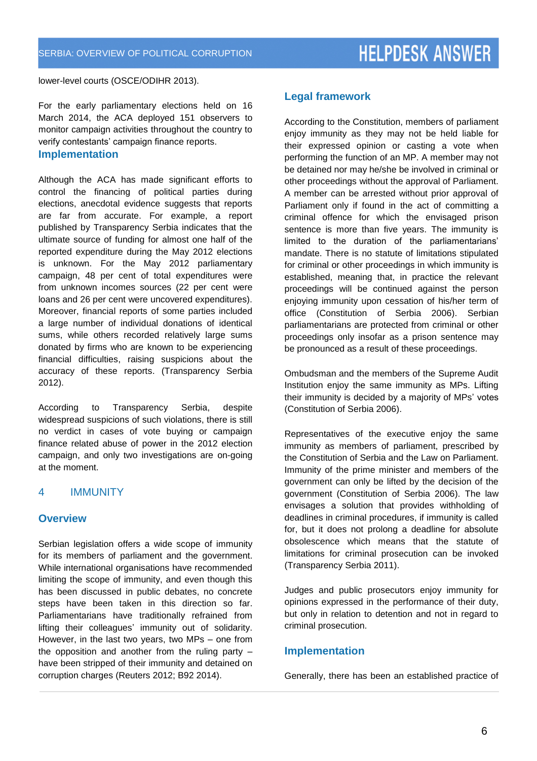lower-level courts (OSCE/ODIHR 2013).

For the early parliamentary elections held on 16 March 2014, the ACA deployed 151 observers to monitor campaign activities throughout the country to verify contestants' campaign finance reports.

### Implementation

Although the ACA has made significant efforts to control the financing of political parties during elections, anecdotal evidence suggests that reports are far from accurate. For example, a report published by Transparency Serbia indicates that the ultimate source of funding for almost one half of the reported expenditure during the May 2012 elections is unknown. For the May 2012 parliamentary campaign, 48 per cent of total expenditures were from unknown incomes sources (22 per cent were loans and 26 per cent were uncovered expenditures). Moreover, financial reports of some parties included a large number of individual donations of identical sums, while others recorded relatively large sums donated by firms who are known to be experiencing financial difficulties, raising suspicions about the accuracy of these reports. (Transparency Serbia 2012).

According to Transparency Serbia, despite widespread suspicions of such violations, there is still no verdict in cases of vote buying or campaign finance related abuse of power in the 2012 election campaign, and only two investigations are on-going at the moment.

## 4 IMMUNITY

### Overview

Serbian legislation offers a wide scope of immunity for its members of parliament and the government. While international organisations have recommended limiting the scope of immunity, and even though this has been discussed in public debates, no concrete steps have been taken in this direction so far. Parliamentarians have traditionally refrained from lifting their colleagues' immunity out of solidarity. However, in the last two years, two MPs – one from the opposition and another from the ruling party – have been stripped of their immunity and detained on corruption charges (Reuters 2012; B92 2014).

### Legal framework

According to the Constitution, members of parliament enjoy immunity as they may not be held liable for their expressed opinion or casting a vote when performing the function of an MP. A member may not be detained nor may he/she be involved in criminal or other proceedings without the approval of Parliament. A member can be arrested without prior approval of Parliament only if found in the act of committing a criminal offence for which the envisaged prison sentence is more than five years. The immunity is limited to the duration of the parliamentarians' mandate. There is no statute of limitations stipulated for criminal or other proceedings in which immunity is established, meaning that, in practice the relevant proceedings will be continued against the person enjoying immunity upon cessation of his/her term of office (Constitution of Serbia 2006). Serbian parliamentarians are protected from criminal or other proceedings only insofar as a prison sentence may be pronounced as a result of these proceedings.

Ombudsman and the members of the Supreme Audit Institution enjoy the same immunity as MPs. Lifting their immunity is decided by a majority of MPs' votes (Constitution of Serbia 2006).

Representatives of the executive enjoy the same immunity as members of parliament, prescribed by the Constitution of Serbia and the Law on Parliament. Immunity of the prime minister and members of the government can only be lifted by the decision of the government (Constitution of Serbia 2006). The law envisages a solution that provides withholding of deadlines in criminal procedures, if immunity is called for, but it does not prolong a deadline for absolute obsolescence which means that the statute of limitations for criminal prosecution can be invoked (Transparency Serbia 2011).

Judges and public prosecutors enjoy immunity for opinions expressed in the performance of their duty, but only in relation to detention and not in regard to criminal prosecution.

### Implementation

Generally, there has been an established practice of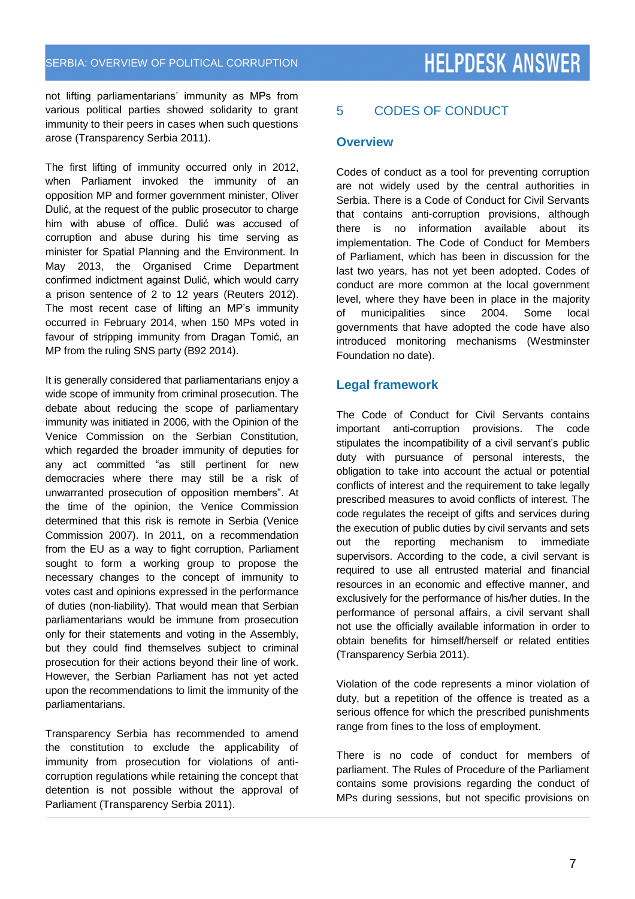not lifting parliamentarians' immunity as MPs from various political parties showed solidarity to grant immunity to their peers in cases when such questions arose (Transparency Serbia 2011).

The first lifting of immunity occurred only in 2012, when Parliament invoked the immunity of an opposition MP and former government minister, Oliver Dulić, at the request of the public prosecutor to charge him with abuse of office. Dulić was accused of corruption and abuse during his time serving as minister for Spatial Planning and the Environment. In May 2013, the Organised Crime Department confirmed indictment against Dulić, which would carry a prison sentence of 2 to 12 years (Reuters 2012). The most recent case of lifting an MP's immunity occurred in February 2014, when 150 MPs voted in favour of stripping immunity from Dragan Tomić, an MP from the ruling SNS party (B92 2014).

It is generally considered that parliamentarians enjoy a wide scope of immunity from criminal prosecution. The debate about reducing the scope of parliamentary immunity was initiated in 2006, with the Opinion of the Venice Commission on the Serbian Constitution, which regarded the broader immunity of deputies for any act committed "as still pertinent for new democracies where there may still be a risk of unwarranted prosecution of opposition members". At the time of the opinion, the Venice Commission determined that this risk is remote in Serbia (Venice Commission 2007). In 2011, on a recommendation from the EU as a way to fight corruption, Parliament sought to form a working group to propose the necessary changes to the concept of immunity to votes cast and opinions expressed in the performance of duties (non-liability). That would mean that Serbian parliamentarians would be immune from prosecution only for their statements and voting in the Assembly, but they could find themselves subject to criminal prosecution for their actions beyond their line of work. However, the Serbian Parliament has not yet acted upon the recommendations to limit the immunity of the parliamentarians.

Transparency Serbia has recommended to amend the constitution to exclude the applicability of immunity from prosecution for violations of anti-corruption regulations while retaining the concept that detention is not possible without the approval of Parliament (Transparency Serbia 2011).

## 5 CODES OF CONDUCT

### Overview

Codes of conduct as a tool for preventing corruption are not widely used by the central authorities in Serbia. There is a Code of Conduct for Civil Servants that contains anti-corruption provisions, although there is no information available about its implementation. The Code of Conduct for Members of Parliament, which has been in discussion for the last two years, has not yet been adopted. Codes of conduct are more common at the local government level, where they have been in place in the majority of municipalities since 2004. Some local governments that have adopted the code have also introduced monitoring mechanisms (Westminster Foundation no date).

### Legal framework

The Code of Conduct for Civil Servants contains important anti-corruption provisions. The code stipulates the incompatibility of a civil servant's public duty with pursuance of personal interests, the obligation to take into account the actual or potential conflicts of interest and the requirement to take legally prescribed measures to avoid conflicts of interest. The code regulates the receipt of gifts and services during the execution of public duties by civil servants and sets out the reporting mechanism to immediate supervisors. According to the code, a civil servant is required to use all entrusted material and financial resources in an economic and effective manner, and exclusively for the performance of his/her duties. In the performance of personal affairs, a civil servant shall not use the officially available information in order to obtain benefits for himself/herself or related entities (Transparency Serbia 2011).

Violation of the code represents a minor violation of duty, but a repetition of the offence is treated as a serious offence for which the prescribed punishments range from fines to the loss of employment.

There is no code of conduct for members of parliament. The Rules of Procedure of the Parliament contains some provisions regarding the conduct of MPs during sessions, but not specific provisions on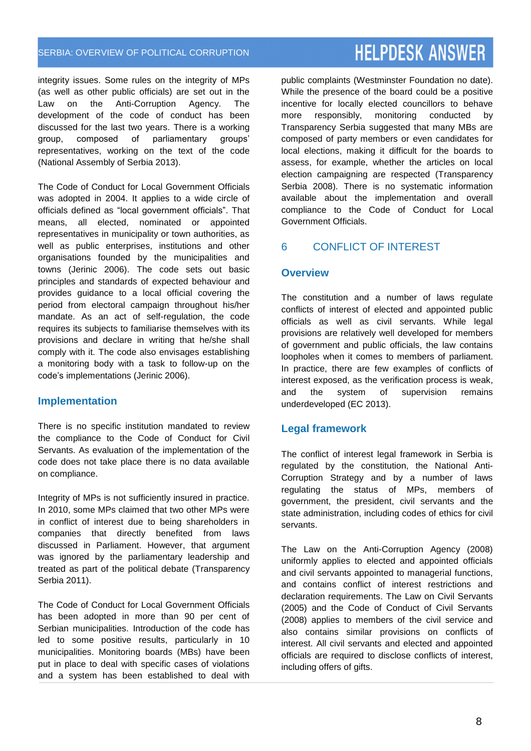integrity issues. Some rules on the integrity of MPs (as well as other public officials) are set out in the Law on the Anti-Corruption Agency. The development of the code of conduct has been discussed for the last two years. There is a working group, composed of parliamentary groups' representatives, working on the text of the code (National Assembly of Serbia 2013).

The Code of Conduct for Local Government Officials was adopted in 2004. It applies to a wide circle of officials defined as "local government officials". That means, all elected, nominated or appointed representatives in municipality or town authorities, as well as public enterprises, institutions and other organisations founded by the municipalities and towns (Jerinic 2006). The code sets out basic principles and standards of expected behaviour and provides guidance to a local official covering the period from electoral campaign throughout his/her mandate. As an act of self-regulation, the code requires its subjects to familiarise themselves with its provisions and declare in writing that he/she shall comply with it. The code also envisages establishing a monitoring body with a task to follow-up on the code's implementations (Jerinic 2006).

### Implementation

There is no specific institution mandated to review the compliance to the Code of Conduct for Civil Servants. As evaluation of the implementation of the code does not take place there is no data available on compliance.

Integrity of MPs is not sufficiently insured in practice. In 2010, some MPs claimed that two other MPs were in conflict of interest due to being shareholders in companies that directly benefited from laws discussed in Parliament. However, that argument was ignored by the parliamentary leadership and treated as part of the political debate (Transparency Serbia 2011).

The Code of Conduct for Local Government Officials has been adopted in more than 90 per cent of Serbian municipalities. Introduction of the code has led to some positive results, particularly in 10 municipalities. Monitoring boards (MBs) have been put in place to deal with specific cases of violations and a system has been established to deal with public complaints (Westminster Foundation no date). While the presence of the board could be a positive incentive for locally elected councillors to behave more responsibly, monitoring conducted by Transparency Serbia suggested that many MBs are composed of party members or even candidates for local elections, making it difficult for the boards to assess, for example, whether the articles on local election campaigning are respected (Transparency Serbia 2008). There is no systematic information available about the implementation and overall compliance to the Code of Conduct for Local Government Officials.

## 6 CONFLICT OF INTEREST

### Overview

The constitution and a number of laws regulate conflicts of interest of elected and appointed public officials as well as civil servants. While legal provisions are relatively well developed for members of government and public officials, the law contains loopholes when it comes to members of parliament. In practice, there are few examples of conflicts of interest exposed, as the verification process is weak, and the system of supervision remains underdeveloped (EC 2013).

### Legal framework

The conflict of interest legal framework in Serbia is regulated by the constitution, the National Anti-Corruption Strategy and by a number of laws regulating the status of MPs, members of government, the president, civil servants and the state administration, including codes of ethics for civil servants.

The Law on the Anti-Corruption Agency (2008) uniformly applies to elected and appointed officials and civil servants appointed to managerial functions, and contains conflict of interest restrictions and declaration requirements. The Law on Civil Servants (2005) and the Code of Conduct of Civil Servants (2008) applies to members of the civil service and also contains similar provisions on conflicts of interest. All civil servants and elected and appointed officials are required to disclose conflicts of interest, including offers of gifts.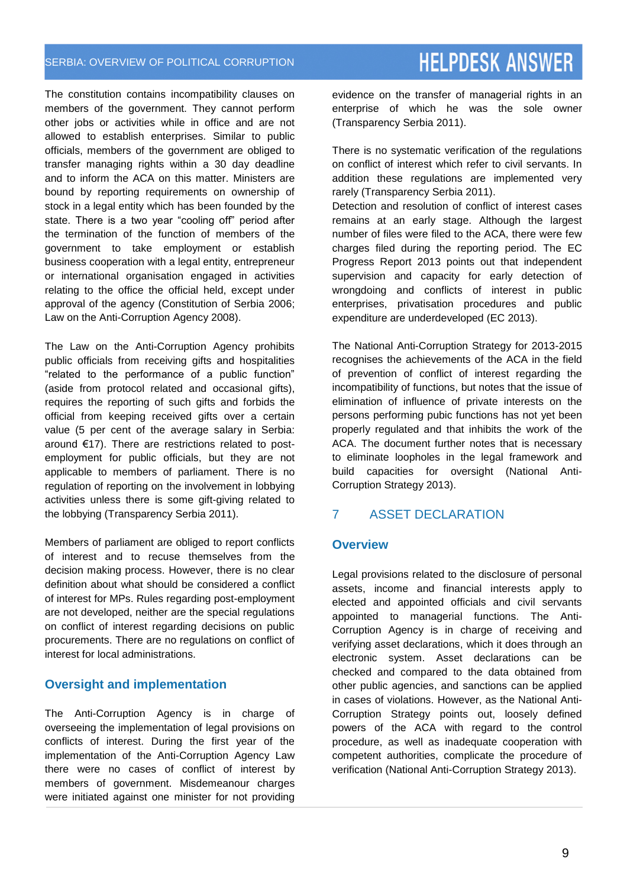The constitution contains incompatibility clauses on members of the government. They cannot perform other jobs or activities while in office and are not allowed to establish enterprises. Similar to public officials, members of the government are obliged to transfer managing rights within a 30 day deadline and to inform the ACA on this matter. Ministers are bound by reporting requirements on ownership of stock in a legal entity which has been founded by the state. There is a two year "cooling off" period after the termination of the function of members of the government to take employment or establish business cooperation with a legal entity, entrepreneur or international organisation engaged in activities relating to the office the official held, except under approval of the agency (Constitution of Serbia 2006; Law on the Anti-Corruption Agency 2008).

The Law on the Anti-Corruption Agency prohibits public officials from receiving gifts and hospitalities "related to the performance of a public function" (aside from protocol related and occasional gifts), requires the reporting of such gifts and forbids the official from keeping received gifts over a certain value (5 per cent of the average salary in Serbia: around €17). There are restrictions related to post-employment for public officials, but they are not applicable to members of parliament. There is no regulation of reporting on the involvement in lobbying activities unless there is some gift-giving related to the lobbying (Transparency Serbia 2011).

Members of parliament are obliged to report conflicts of interest and to recuse themselves from the decision making process. However, there is no clear definition about what should be considered a conflict of interest for MPs. Rules regarding post-employment are not developed, neither are the special regulations on conflict of interest regarding decisions on public procurements. There are no regulations on conflict of interest for local administrations.

## Oversight and implementation

The Anti-Corruption Agency is in charge of overseeing the implementation of legal provisions on conflicts of interest. During the first year of the implementation of the Anti-Corruption Agency Law there were no cases of conflict of interest by members of government. Misdemeanour charges were initiated against one minister for not providing evidence on the transfer of managerial rights in an enterprise of which he was the sole owner (Transparency Serbia 2011).

There is no systematic verification of the regulations on conflict of interest which refer to civil servants. In addition these regulations are implemented very rarely (Transparency Serbia 2011).

Detection and resolution of conflict of interest cases remains at an early stage. Although the largest number of files were filed to the ACA, there were few charges filed during the reporting period. The EC Progress Report 2013 points out that independent supervision and capacity for early detection of wrongdoing and conflicts of interest in public enterprises, privatisation procedures and public expenditure are underdeveloped (EC 2013).

The National Anti-Corruption Strategy for 2013-2015 recognises the achievements of the ACA in the field of prevention of conflict of interest regarding the incompatibility of functions, but notes that the issue of elimination of influence of private interests on the persons performing pubic functions has not yet been properly regulated and that inhibits the work of the ACA. The document further notes that is necessary to eliminate loopholes in the legal framework and build capacities for oversight (National Anti-Corruption Strategy 2013).

# 7 ASSET DECLARATION

## Overview

Legal provisions related to the disclosure of personal assets, income and financial interests apply to elected and appointed officials and civil servants appointed to managerial functions. The Anti-Corruption Agency is in charge of receiving and verifying asset declarations, which it does through an electronic system. Asset declarations can be checked and compared to the data obtained from other public agencies, and sanctions can be applied in cases of violations. However, as the National Anti-Corruption Strategy points out, loosely defined powers of the ACA with regard to the control procedure, as well as inadequate cooperation with competent authorities, complicate the procedure of verification (National Anti-Corruption Strategy 2013).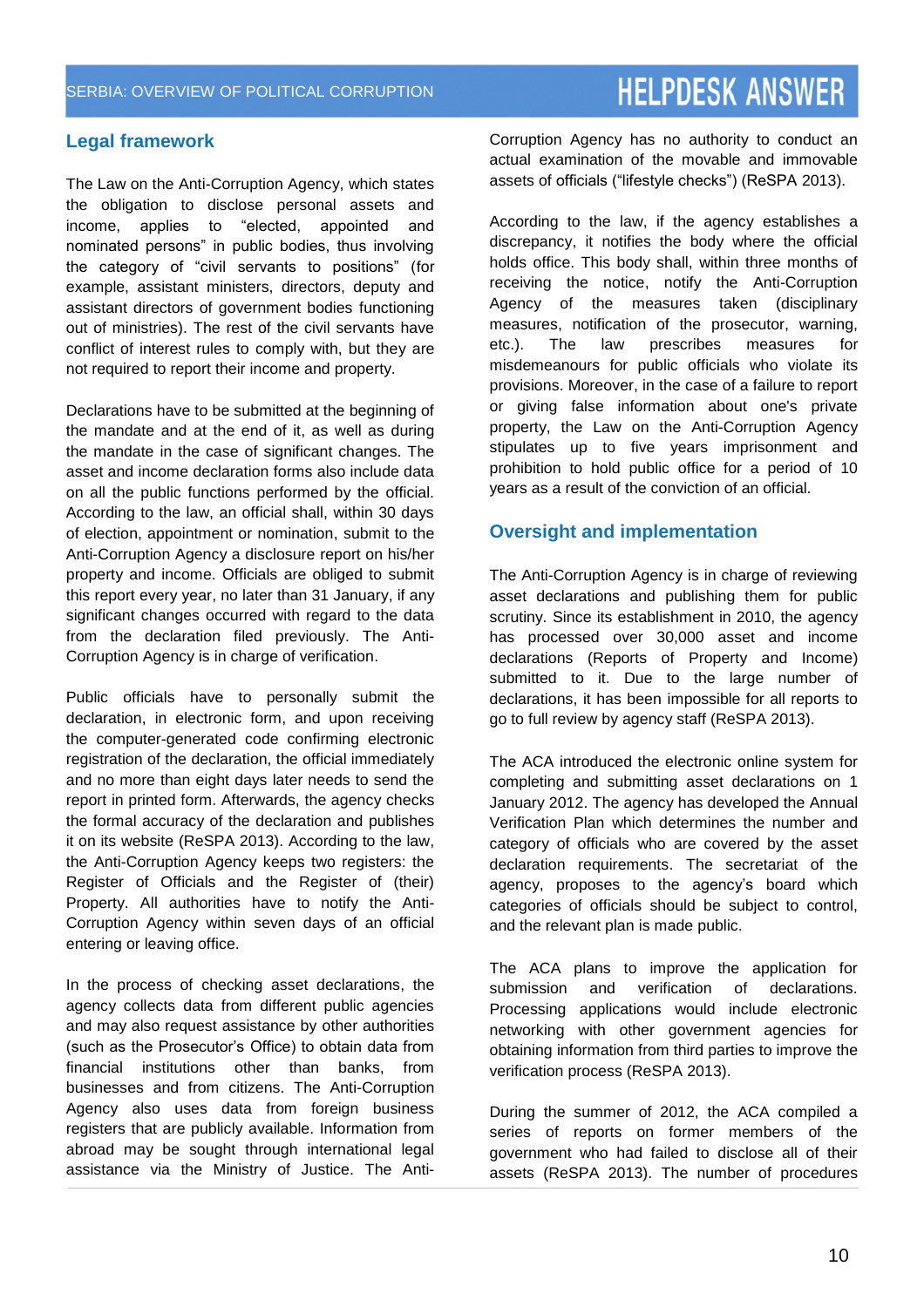## Legal framework

The Law on the Anti-Corruption Agency, which states the obligation to disclose personal assets and income, applies to "elected, appointed and nominated persons" in public bodies, thus involving the category of "civil servants to positions" (for example, assistant ministers, directors, deputy and assistant directors of government bodies functioning out of ministries). The rest of the civil servants have conflict of interest rules to comply with, but they are not required to report their income and property.

Declarations have to be submitted at the beginning of the mandate and at the end of it, as well as during the mandate in the case of significant changes. The asset and income declaration forms also include data on all the public functions performed by the official. According to the law, an official shall, within 30 days of election, appointment or nomination, submit to the Anti-Corruption Agency a disclosure report on his/her property and income. Officials are obliged to submit this report every year, no later than 31 January, if any significant changes occurred with regard to the data from the declaration filed previously. The Anti-Corruption Agency is in charge of verification.

Public officials have to personally submit the declaration, in electronic form, and upon receiving the computer-generated code confirming electronic registration of the declaration, the official immediately and no more than eight days later needs to send the report in printed form. Afterwards, the agency checks the formal accuracy of the declaration and publishes it on its website (ReSPA 2013). According to the law, the Anti-Corruption Agency keeps two registers: the Register of Officials and the Register of (their) Property. All authorities have to notify the Anti-Corruption Agency within seven days of an official entering or leaving office.

In the process of checking asset declarations, the agency collects data from different public agencies and may also request assistance by other authorities (such as the Prosecutor's Office) to obtain data from financial institutions other than banks, from businesses and from citizens. The Anti-Corruption Agency also uses data from foreign business registers that are publicly available. Information from abroad may be sought through international legal assistance via the Ministry of Justice. The Anti-Corruption Agency has no authority to conduct an actual examination of the movable and immovable assets of officials ("lifestyle checks") (ReSPA 2013).

According to the law, if the agency establishes a discrepancy, it notifies the body where the official holds office. This body shall, within three months of receiving the notice, notify the Anti-Corruption Agency of the measures taken (disciplinary measures, notification of the prosecutor, warning, etc.). The law prescribes measures for misdemeanours for public officials who violate its provisions. Moreover, in the case of a failure to report or giving false information about one's private property, the Law on the Anti-Corruption Agency stipulates up to five years imprisonment and prohibition to hold public office for a period of 10 years as a result of the conviction of an official.

## Oversight and implementation

The Anti-Corruption Agency is in charge of reviewing asset declarations and publishing them for public scrutiny. Since its establishment in 2010, the agency has processed over 30,000 asset and income declarations (Reports of Property and Income) submitted to it. Due to the large number of declarations, it has been impossible for all reports to go to full review by agency staff (ReSPA 2013).

The ACA introduced the electronic online system for completing and submitting asset declarations on 1 January 2012. The agency has developed the Annual Verification Plan which determines the number and category of officials who are covered by the asset declaration requirements. The secretariat of the agency, proposes to the agency's board which categories of officials should be subject to control, and the relevant plan is made public.

The ACA plans to improve the application for submission and verification of declarations. Processing applications would include electronic networking with other government agencies for obtaining information from third parties to improve the verification process (ReSPA 2013).

During the summer of 2012, the ACA compiled a series of reports on former members of the government who had failed to disclose all of their assets (ReSPA 2013). The number of procedures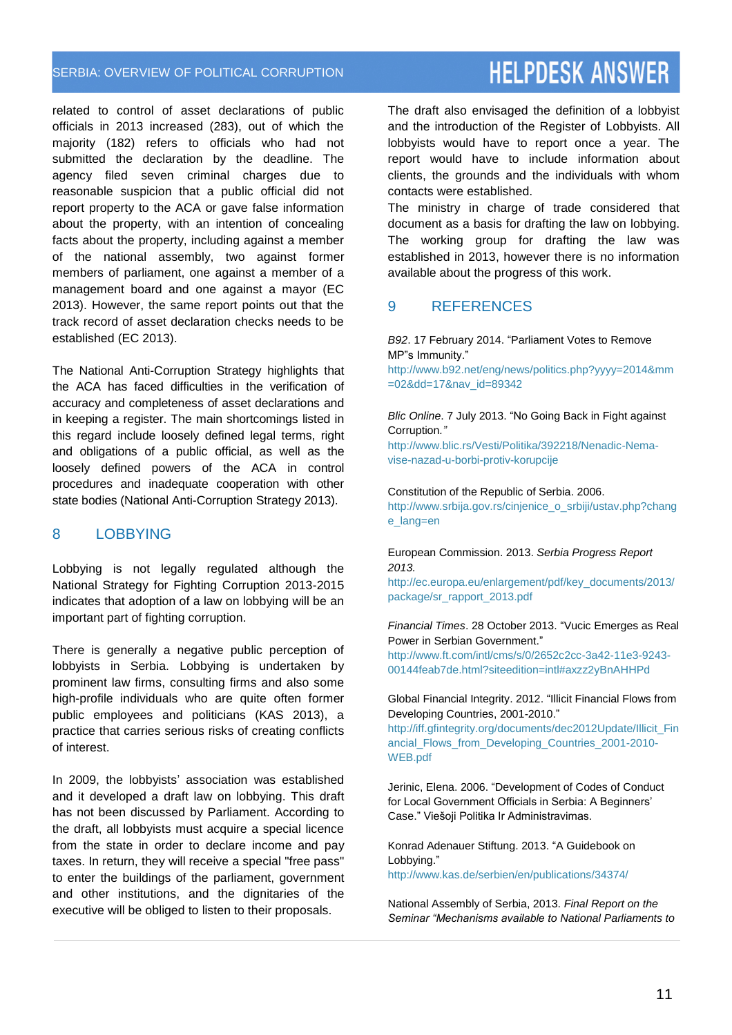related to control of asset declarations of public officials in 2013 increased (283), out of which the majority (182) refers to officials who had not submitted the declaration by the deadline. The agency filed seven criminal charges due to reasonable suspicion that a public official did not report property to the ACA or gave false information about the property, with an intention of concealing facts about the property, including against a member of the national assembly, two against former members of parliament, one against a member of a management board and one against a mayor (EC 2013). However, the same report points out that the track record of asset declaration checks needs to be established (EC 2013).

The National Anti-Corruption Strategy highlights that the ACA has faced difficulties in the verification of accuracy and completeness of asset declarations and in keeping a register. The main shortcomings listed in this regard include loosely defined legal terms, right and obligations of a public official, as well as the loosely defined powers of the ACA in control procedures and inadequate cooperation with other state bodies (National Anti-Corruption Strategy 2013).

## 8 LOBBYING

Lobbying is not legally regulated although the National Strategy for Fighting Corruption 2013-2015 indicates that adoption of a law on lobbying will be an important part of fighting corruption.

There is generally a negative public perception of lobbyists in Serbia. Lobbying is undertaken by prominent law firms, consulting firms and also some high-profile individuals who are quite often former public employees and politicians (KAS 2013), a practice that carries serious risks of creating conflicts of interest.

In 2009, the lobbyists' association was established and it developed a draft law on lobbying. This draft has not been discussed by Parliament. According to the draft, all lobbyists must acquire a special licence from the state in order to declare income and pay taxes. In return, they will receive a special "free pass" to enter the buildings of the parliament, government and other institutions, and the dignitaries of the executive will be obliged to listen to their proposals.

The draft also envisaged the definition of a lobbyist and the introduction of the Register of Lobbyists. All lobbyists would have to report once a year. The report would have to include information about clients, the grounds and the individuals with whom contacts were established.

The ministry in charge of trade considered that document as a basis for drafting the law on lobbying. The working group for drafting the law was established in 2013, however there is no information available about the progress of this work.

## 9 REFERENCES

*B92*. 17 February 2014. "Parliament Votes to Remove MP"s Immunity."
http://www.b92.net/eng/news/politics.php?yyyy=2014&mm=02&dd=17&nav_id=89342

*Blic Online*. 7 July 2013. "No Going Back in Fight against Corruption."
http://www.blic.rs/Vesti/Politika/392218/Nenadic-Nema-vise-nazad-u-borbi-protiv-korupcije

Constitution of the Republic of Serbia. 2006.
http://www.srbija.gov.rs/cinjenice_o_srbiji/ustav.php?change_lang=en

European Commission. 2013. *Serbia Progress Report 2013.*
http://ec.europa.eu/enlargement/pdf/key_documents/2013/package/sr_rapport_2013.pdf

*Financial Times*. 28 October 2013. "Vucic Emerges as Real Power in Serbian Government."
http://www.ft.com/intl/cms/s/0/2652c2cc-3a42-11e3-9243-00144feab7de.html?siteedition=intl#axzz2yBnAHHPd

Global Financial Integrity. 2012. "Illicit Financial Flows from Developing Countries, 2001-2010."
http://iff.gfintegrity.org/documents/dec2012Update/Illicit_Financial_Flows_from_Developing_Countries_2001-2010-WEB.pdf

Jerinic, Elena. 2006. "Development of Codes of Conduct for Local Government Officials in Serbia: A Beginners' Case." Viešoji Politika Ir Administravimas.

Konrad Adenauer Stiftung. 2013. "A Guidebook on Lobbying."
http://www.kas.de/serbien/en/publications/34374/

National Assembly of Serbia, 2013. *Final Report on the Seminar "Mechanisms available to National Parliaments to*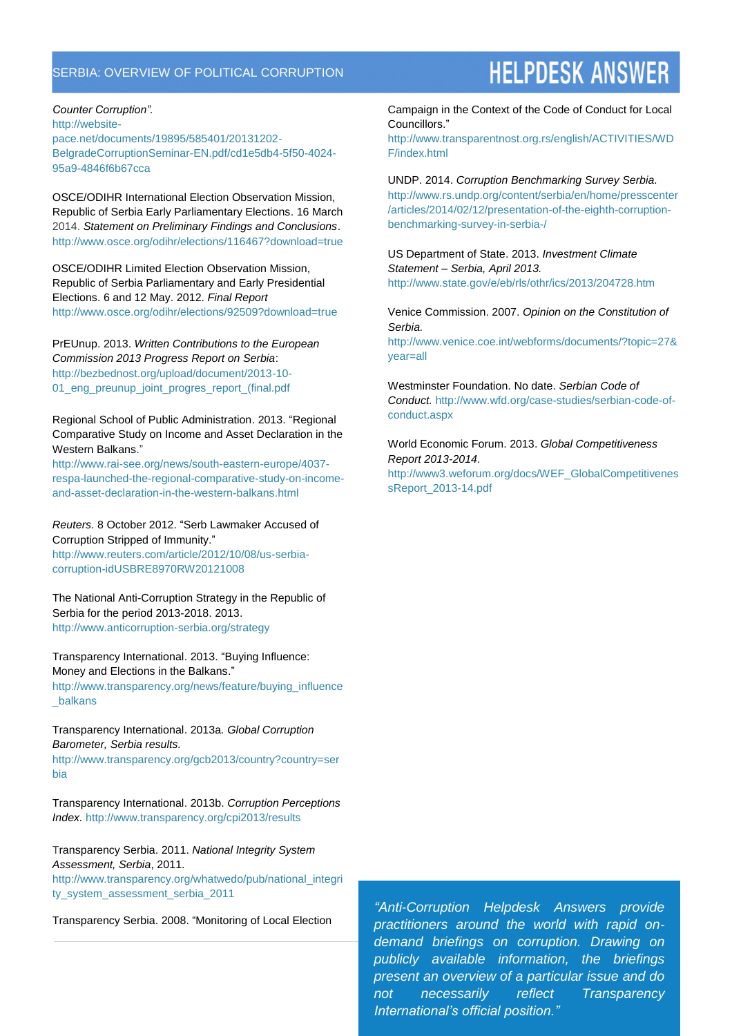*Counter Corruption".* http://website-pace.net/documents/19895/585401/20131202-BelgradeCorruptionSeminar-EN.pdf/cd1e5db4-5f50-4024-95a9-4846f6b67cca

OSCE/ODIHR International Election Observation Mission, Republic of Serbia Early Parliamentary Elections. 16 March 2014. *Statement on Preliminary Findings and Conclusions*. http://www.osce.org/odihr/elections/116467?download=true

OSCE/ODIHR Limited Election Observation Mission, Republic of Serbia Parliamentary and Early Presidential Elections. 6 and 12 May. 2012. *Final Report* http://www.osce.org/odihr/elections/92509?download=true

PrEUnup. 2013. *Written Contributions to the European Commission 2013 Progress Report on Serbia*: http://bezbednost.org/upload/document/2013-10-01_eng_preunup_joint_progres_report_(final.pdf

Regional School of Public Administration. 2013. "Regional Comparative Study on Income and Asset Declaration in the Western Balkans." http://www.rai-see.org/news/south-eastern-europe/4037-respa-launched-the-regional-comparative-study-on-income-and-asset-declaration-in-the-western-balkans.html

*Reuters*. 8 October 2012. "Serb Lawmaker Accused of Corruption Stripped of Immunity." http://www.reuters.com/article/2012/10/08/us-serbia-corruption-idUSBRE8970RW20121008

The National Anti-Corruption Strategy in the Republic of Serbia for the period 2013-2018. 2013. http://www.anticorruption-serbia.org/strategy

Transparency International. 2013. "Buying Influence: Money and Elections in the Balkans." http://www.transparency.org/news/feature/buying_influence_balkans

Transparency International. 2013a. *Global Corruption Barometer, Serbia results.* http://www.transparency.org/gcb2013/country?country=serbia

Transparency International. 2013b. *Corruption Perceptions Index.* http://www.transparency.org/cpi2013/results

Transparency Serbia. 2011. *National Integrity System Assessment, Serbia*, 2011. http://www.transparency.org/whatwedo/pub/national_integrity_system_assessment_serbia_2011

Transparency Serbia. 2008. "Monitoring of Local Election Campaign in the Context of the Code of Conduct for Local Councillors." http://www.transparentnost.org.rs/english/ACTIVITIES/WDF/index.html

UNDP. 2014. *Corruption Benchmarking Survey Serbia.* http://www.rs.undp.org/content/serbia/en/home/presscenter/articles/2014/02/12/presentation-of-the-eighth-corruption-benchmarking-survey-in-serbia-/

US Department of State. 2013. *Investment Climate Statement – Serbia, April 2013.* http://www.state.gov/e/eb/rls/othr/ics/2013/204728.htm

Venice Commission. 2007. *Opinion on the Constitution of Serbia.* http://www.venice.coe.int/webforms/documents/?topic=27&year=all

Westminster Foundation. No date. *Serbian Code of Conduct.* http://www.wfd.org/case-studies/serbian-code-of-conduct.aspx

World Economic Forum. 2013. *Global Competitiveness Report 2013-2014*. http://www3.weforum.org/docs/WEF_GlobalCompetitivenessReport_2013-14.pdf

*"Anti-Corruption Helpdesk Answers provide practitioners around the world with rapid on-demand briefings on corruption. Drawing on publicly available information, the briefings present an overview of a particular issue and do not necessarily reflect Transparency International's official position."*